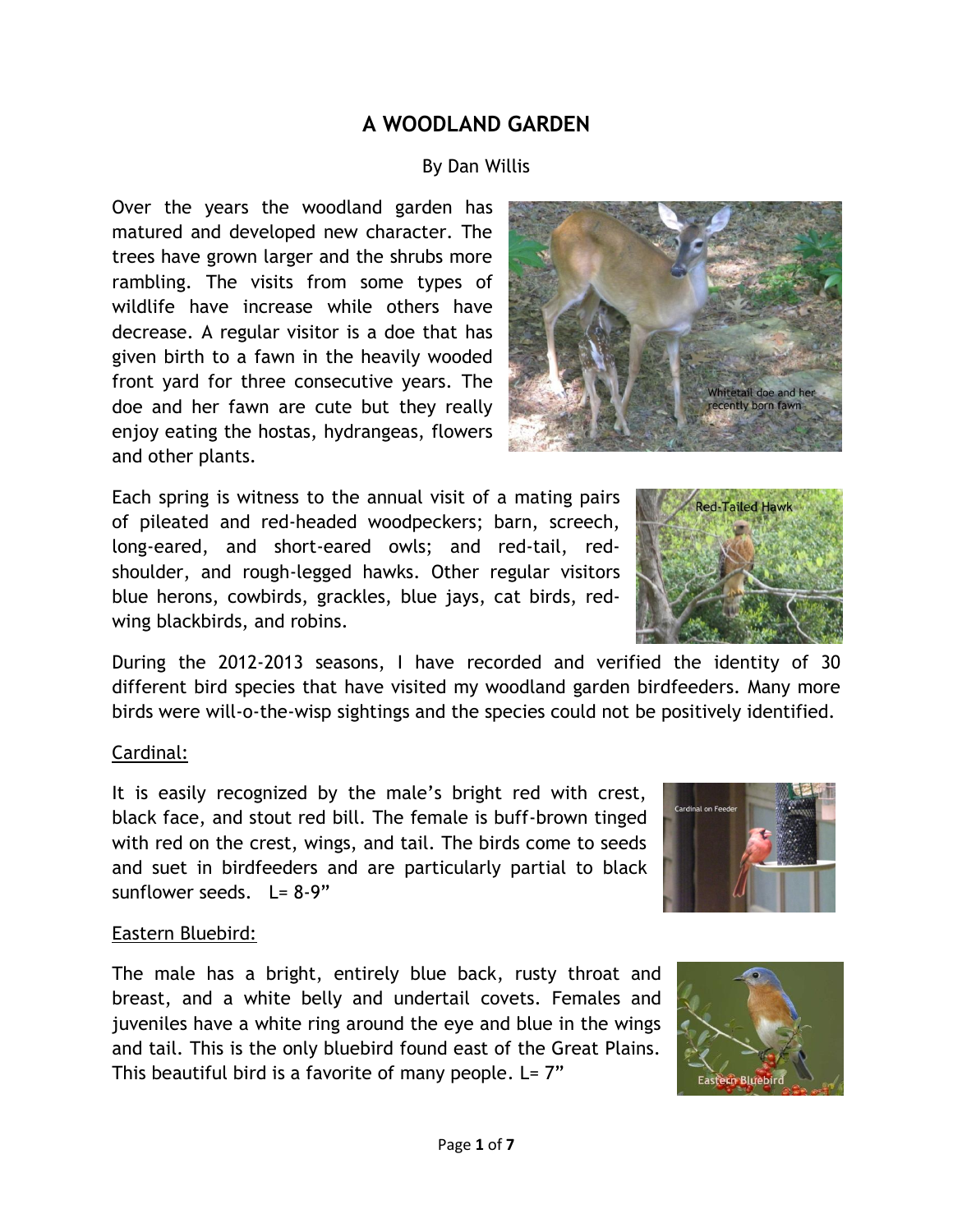# A WOODLAND GARDEN

By Dan Willis

Over the years the woodland garden has matured and developed new character. The trees have grown larger and the shrubs more rambling. The visits from some types of wildlife have increase while others have decrease. A regular visitor is a doe that has given birth to a fawn in the heavily wooded front yard for three consecutive years. The doe and her fawn are cute but they really enjoy eating the hostas, hydrangeas, flowers and other plants.

Each spring is witness to the annual visit of a mating pairs of pileated and red-headed woodpeckers; barn, screech, long-eared, and short-eared owls; and red-tail, red-shoulder, and rough-legged hawks. Other regular visitors blue herons, cowbirds, grackles, blue jays, cat birds, red-wing blackbirds, and robins.

During the 2012-2013 seasons, I have recorded and verified the identity of 30 different bird species that have visited my woodland garden birdfeeders. Many more birds were will-o-the-wisp sightings and the species could not be positively identified.

<u>Cardinal:</u>

It is easily recognized by the male's bright red with crest, black face, and stout red bill. The female is buff-brown tinged with red on the crest, wings, and tail. The birds come to seeds and suet in birdfeeders and are particularly partial to black sunflower seeds. L= 8-9"

<u>Eastern Bluebird:</u>

The male has a bright, entirely blue back, rusty throat and breast, and a white belly and undertail covets. Females and juveniles have a white ring around the eye and blue in the wings and tail. This is the only bluebird found east of the Great Plains. This beautiful bird is a favorite of many people. L= 7"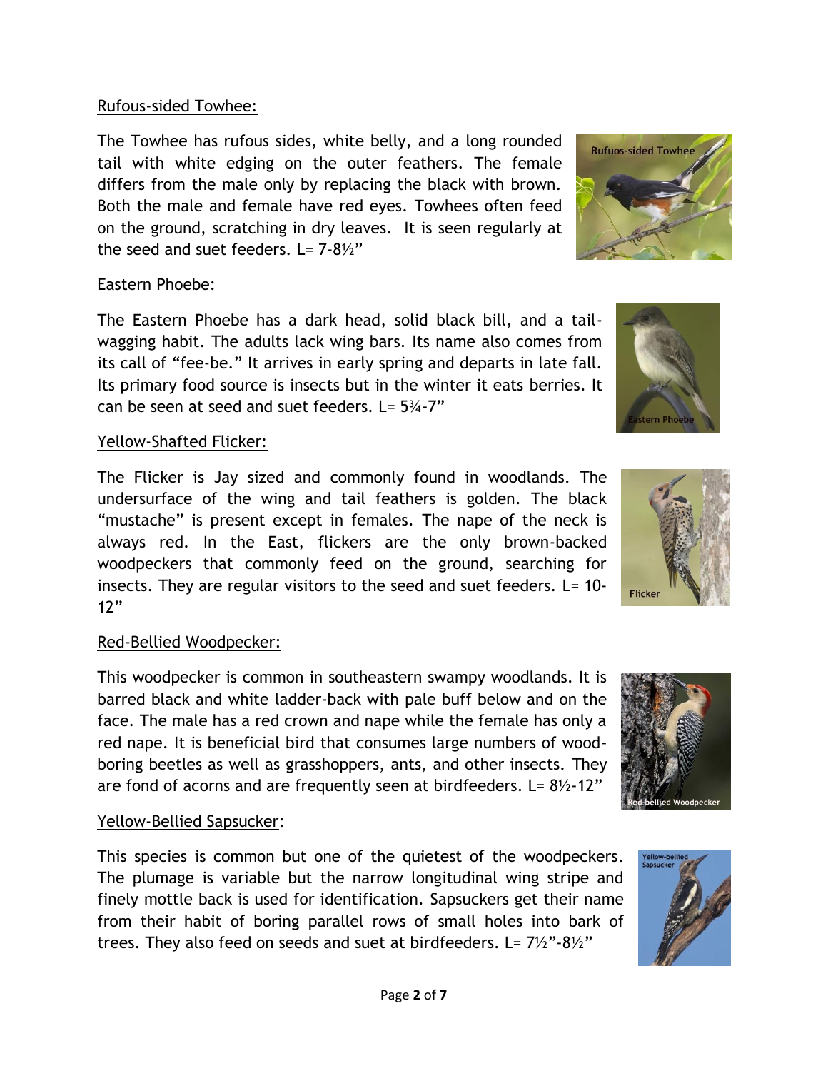Rufous-sided Towhee:

The Towhee has rufous sides, white belly, and a long rounded tail with white edging on the outer feathers. The female differs from the male only by replacing the black with brown. Both the male and female have red eyes. Towhees often feed on the ground, scratching in dry leaves. It is seen regularly at the seed and suet feeders. L= 7-8½"

Eastern Phoebe:

The Eastern Phoebe has a dark head, solid black bill, and a tail-wagging habit. The adults lack wing bars. Its name also comes from its call of "fee-be." It arrives in early spring and departs in late fall. Its primary food source is insects but in the winter it eats berries. It can be seen at seed and suet feeders. L= 5¾-7"

Yellow-Shafted Flicker:

The Flicker is Jay sized and commonly found in woodlands. The undersurface of the wing and tail feathers is golden. The black "mustache" is present except in females. The nape of the neck is always red. In the East, flickers are the only brown-backed woodpeckers that commonly feed on the ground, searching for insects. They are regular visitors to the seed and suet feeders. L= 10-12"

Red-Bellied Woodpecker:

This woodpecker is common in southeastern swampy woodlands. It is barred black and white ladder-back with pale buff below and on the face. The male has a red crown and nape while the female has only a red nape. It is beneficial bird that consumes large numbers of wood-boring beetles as well as grasshoppers, ants, and other insects. They are fond of acorns and are frequently seen at birdfeeders. L= 8½-12"

Yellow-Bellied Sapsucker:

This species is common but one of the quietest of the woodpeckers. The plumage is variable but the narrow longitudinal wing stripe and finely mottle back is used for identification. Sapsuckers get their name from their habit of boring parallel rows of small holes into bark of trees. They also feed on seeds and suet at birdfeeders. L= 7½"-8½"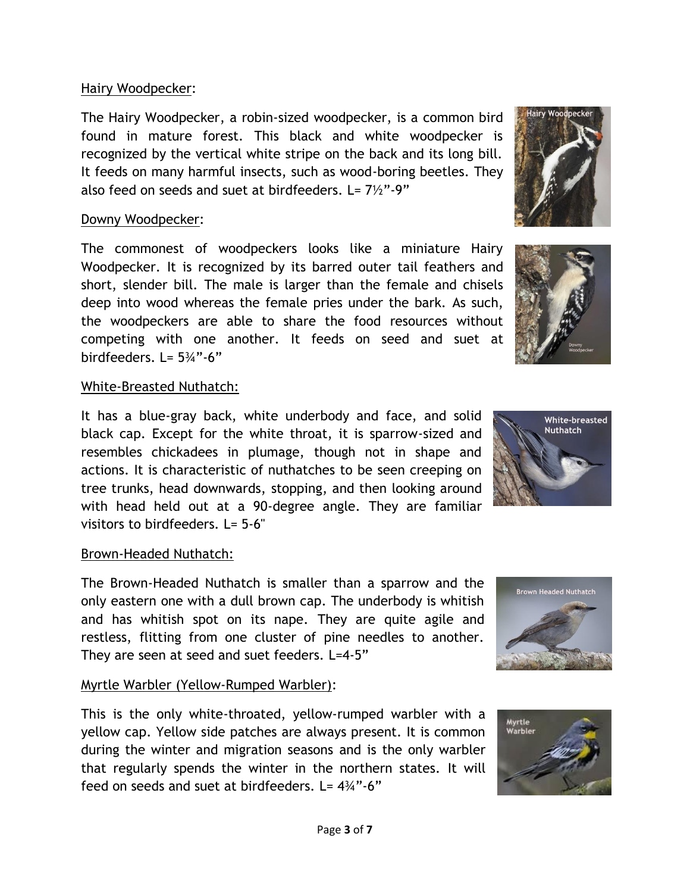Hairy Woodpecker:

The Hairy Woodpecker, a robin-sized woodpecker, is a common bird found in mature forest. This black and white woodpecker is recognized by the vertical white stripe on the back and its long bill. It feeds on many harmful insects, such as wood-boring beetles. They also feed on seeds and suet at birdfeeders. L= 7½”-9”

Downy Woodpecker:

The commonest of woodpeckers looks like a miniature Hairy Woodpecker. It is recognized by its barred outer tail feathers and short, slender bill. The male is larger than the female and chisels deep into wood whereas the female pries under the bark. As such, the woodpeckers are able to share the food resources without competing with one another. It feeds on seed and suet at birdfeeders. L= 5¾”-6”

White-Breasted Nuthatch:

It has a blue-gray back, white underbody and face, and solid black cap. Except for the white throat, it is sparrow-sized and resembles chickadees in plumage, though not in shape and actions. It is characteristic of nuthatches to be seen creeping on tree trunks, head downwards, stopping, and then looking around with head held out at a 90-degree angle. They are familiar visitors to birdfeeders. L= 5-6"

Brown-Headed Nuthatch:

The Brown-Headed Nuthatch is smaller than a sparrow and the only eastern one with a dull brown cap. The underbody is whitish and has whitish spot on its nape. They are quite agile and restless, flitting from one cluster of pine needles to another. They are seen at seed and suet feeders. L=4-5”

Myrtle Warbler (Yellow-Rumped Warbler):

This is the only white-throated, yellow-rumped warbler with a yellow cap. Yellow side patches are always present. It is common during the winter and migration seasons and is the only warbler that regularly spends the winter in the northern states. It will feed on seeds and suet at birdfeeders. L= 4¾”-6”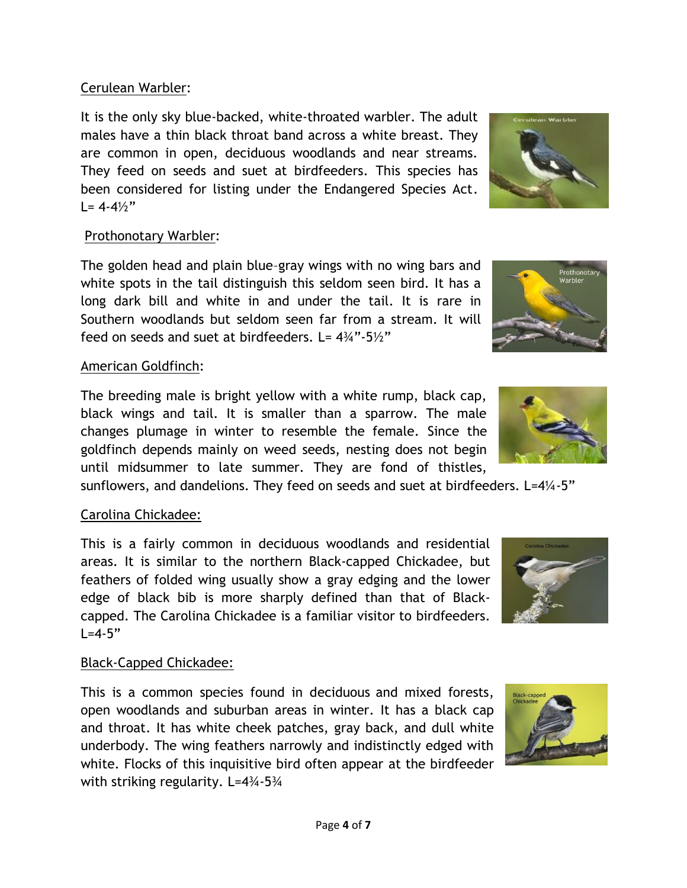Cerulean Warbler:

It is the only sky blue-backed, white-throated warbler. The adult males have a thin black throat band across a white breast. They are common in open, deciduous woodlands and near streams. They feed on seeds and suet at birdfeeders. This species has been considered for listing under the Endangered Species Act. L= 4-4½"

Prothonotary Warbler:

The golden head and plain blue–gray wings with no wing bars and white spots in the tail distinguish this seldom seen bird. It has a long dark bill and white in and under the tail. It is rare in Southern woodlands but seldom seen far from a stream. It will feed on seeds and suet at birdfeeders. L= 4¾"-5½"

American Goldfinch:

The breeding male is bright yellow with a white rump, black cap, black wings and tail. It is smaller than a sparrow. The male changes plumage in winter to resemble the female. Since the goldfinch depends mainly on weed seeds, nesting does not begin until midsummer to late summer. They are fond of thistles, sunflowers, and dandelions. They feed on seeds and suet at birdfeeders. L=4¼-5"

Carolina Chickadee:

This is a fairly common in deciduous woodlands and residential areas. It is similar to the northern Black-capped Chickadee, but feathers of folded wing usually show a gray edging and the lower edge of black bib is more sharply defined than that of Black-capped. The Carolina Chickadee is a familiar visitor to birdfeeders. L=4-5"

Black-Capped Chickadee:

This is a common species found in deciduous and mixed forests, open woodlands and suburban areas in winter. It has a black cap and throat. It has white cheek patches, gray back, and dull white underbody. The wing feathers narrowly and indistinctly edged with white. Flocks of this inquisitive bird often appear at the birdfeeder with striking regularity. L=4¾-5¾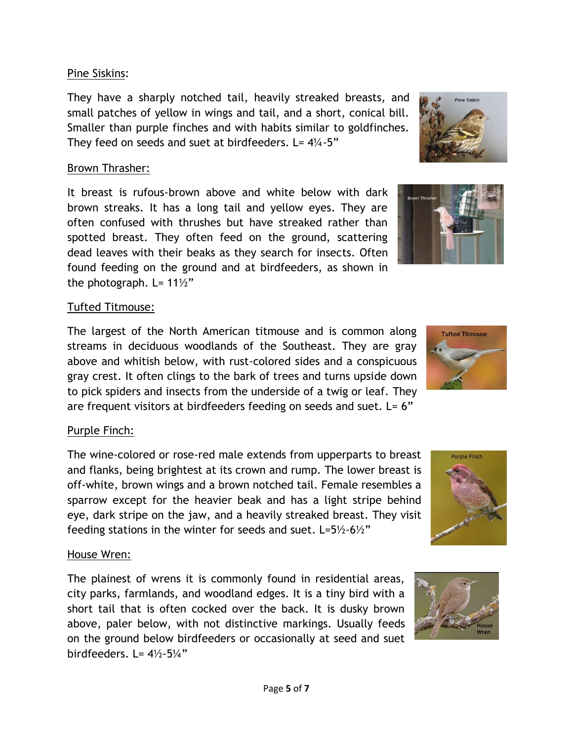Pine Siskins:

They have a sharply notched tail, heavily streaked breasts, and small patches of yellow in wings and tail, and a short, conical bill. Smaller than purple finches and with habits similar to goldfinches. They feed on seeds and suet at birdfeeders. L= 4¼-5"

Brown Thrasher:

It breast is rufous-brown above and white below with dark brown streaks. It has a long tail and yellow eyes. They are often confused with thrushes but have streaked rather than spotted breast. They often feed on the ground, scattering dead leaves with their beaks as they search for insects. Often found feeding on the ground and at birdfeeders, as shown in the photograph. L= 11½"

Tufted Titmouse:

The largest of the North American titmouse and is common along streams in deciduous woodlands of the Southeast. They are gray above and whitish below, with rust-colored sides and a conspicuous gray crest. It often clings to the bark of trees and turns upside down to pick spiders and insects from the underside of a twig or leaf. They are frequent visitors at birdfeeders feeding on seeds and suet. L= 6"

Purple Finch:

The wine-colored or rose-red male extends from upperparts to breast and flanks, being brightest at its crown and rump. The lower breast is off-white, brown wings and a brown notched tail. Female resembles a sparrow except for the heavier beak and has a light stripe behind eye, dark stripe on the jaw, and a heavily streaked breast. They visit feeding stations in the winter for seeds and suet. L=5½-6½"

House Wren:

The plainest of wrens it is commonly found in residential areas, city parks, farmlands, and woodland edges. It is a tiny bird with a short tail that is often cocked over the back. It is dusky brown above, paler below, with not distinctive markings. Usually feeds on the ground below birdfeeders or occasionally at seed and suet birdfeeders. L= 4½-5¼"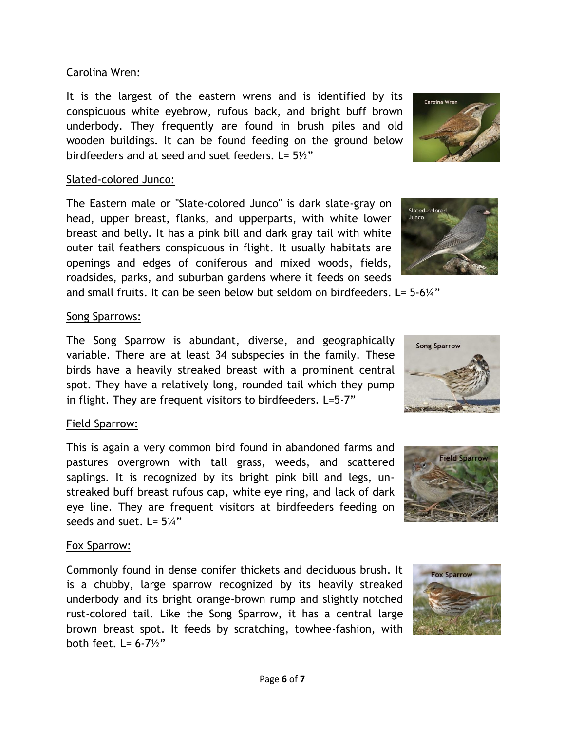Carolina Wren:

It is the largest of the eastern wrens and is identified by its conspicuous white eyebrow, rufous back, and bright buff brown underbody. They frequently are found in brush piles and old wooden buildings. It can be found feeding on the ground below birdfeeders and at seed and suet feeders. L= 5½"

Slated-colored Junco:

The Eastern male or "Slate-colored Junco" is dark slate-gray on head, upper breast, flanks, and upperparts, with white lower breast and belly. It has a pink bill and dark gray tail with white outer tail feathers conspicuous in flight. It usually habitats are openings and edges of coniferous and mixed woods, fields, roadsides, parks, and suburban gardens where it feeds on seeds and small fruits. It can be seen below but seldom on birdfeeders. L= 5-6¼"

Song Sparrows:

The Song Sparrow is abundant, diverse, and geographically variable. There are at least 34 subspecies in the family. These birds have a heavily streaked breast with a prominent central spot. They have a relatively long, rounded tail which they pump in flight. They are frequent visitors to birdfeeders. L=5-7"

Field Sparrow:

This is again a very common bird found in abandoned farms and pastures overgrown with tall grass, weeds, and scattered saplings. It is recognized by its bright pink bill and legs, un-streaked buff breast rufous cap, white eye ring, and lack of dark eye line. They are frequent visitors at birdfeeders feeding on seeds and suet. L= 5¼"

Fox Sparrow:

Commonly found in dense conifer thickets and deciduous brush. It is a chubby, large sparrow recognized by its heavily streaked underbody and its bright orange-brown rump and slightly notched rust-colored tail. Like the Song Sparrow, it has a central large brown breast spot. It feeds by scratching, towhee-fashion, with both feet. L= 6-7½"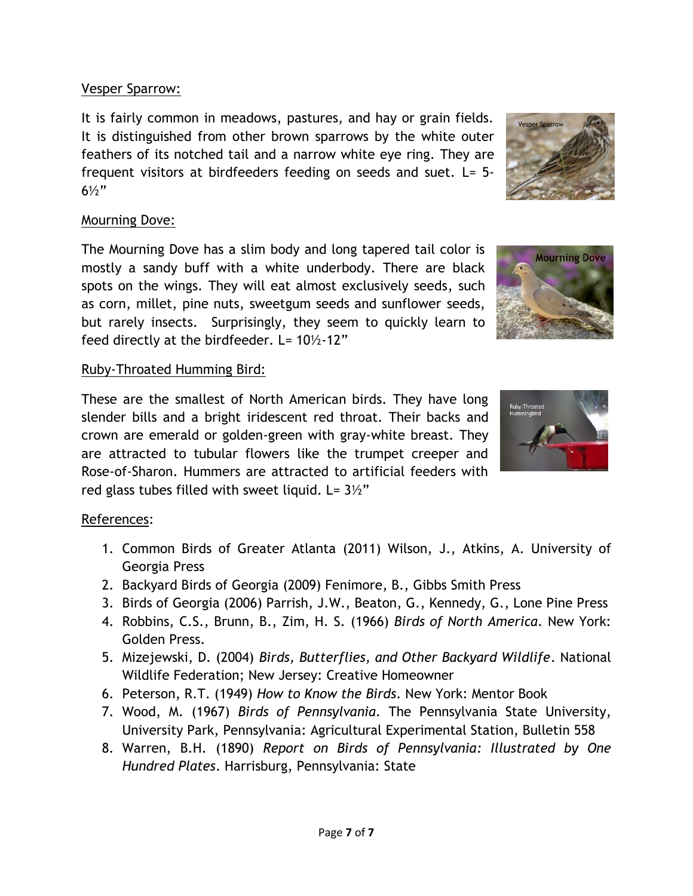Vesper Sparrow:

It is fairly common in meadows, pastures, and hay or grain fields. It is distinguished from other brown sparrows by the white outer feathers of its notched tail and a narrow white eye ring. They are frequent visitors at birdfeeders feeding on seeds and suet. L= 5-6½"

Mourning Dove:

The Mourning Dove has a slim body and long tapered tail color is mostly a sandy buff with a white underbody. There are black spots on the wings. They will eat almost exclusively seeds, such as corn, millet, pine nuts, sweetgum seeds and sunflower seeds, but rarely insects. Surprisingly, they seem to quickly learn to feed directly at the birdfeeder. L= 10½-12"

Ruby-Throated Humming Bird:

These are the smallest of North American birds. They have long slender bills and a bright iridescent red throat. Their backs and crown are emerald or golden-green with gray-white breast. They are attracted to tubular flowers like the trumpet creeper and Rose-of-Sharon. Hummers are attracted to artificial feeders with red glass tubes filled with sweet liquid. L= 3½"

References:

1. Common Birds of Greater Atlanta (2011) Wilson, J., Atkins, A. University of Georgia Press
2. Backyard Birds of Georgia (2009) Fenimore, B., Gibbs Smith Press
3. Birds of Georgia (2006) Parrish, J.W., Beaton, G., Kennedy, G., Lone Pine Press
4. Robbins, C.S., Brunn, B., Zim, H. S. (1966) *Birds of North America*. New York: Golden Press.
5. Mizejewski, D. (2004) *Birds, Butterflies, and Other Backyard Wildlife*. National Wildlife Federation; New Jersey: Creative Homeowner
6. Peterson, R.T. (1949) *How to Know the Birds*. New York: Mentor Book
7. Wood, M. (1967) *Birds of Pennsylvania*. The Pennsylvania State University, University Park, Pennsylvania: Agricultural Experimental Station, Bulletin 558
8. Warren, B.H. (1890) *Report on Birds of Pennsylvania: Illustrated by One Hundred Plates*. Harrisburg, Pennsylvania: State